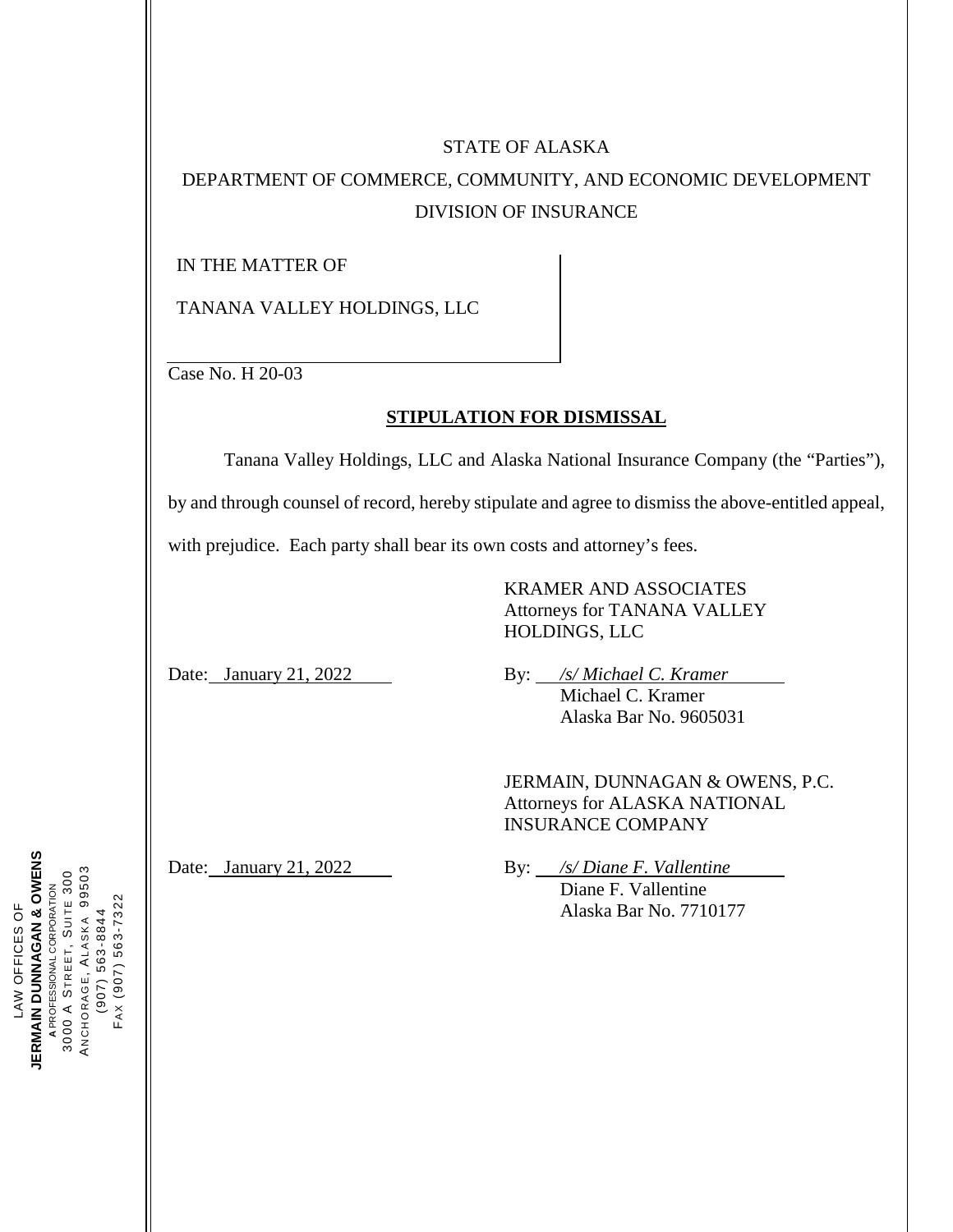STATE OF ALASKA

DEPARTMENT OF COMMERCE, COMMUNITY, AND ECONOMIC DEVELOPMENT

DIVISION OF INSURANCE

IN THE MATTER OF

TANANA VALLEY HOLDINGS, LLC

Case No. H 20-03

## STIPULATION FOR DISMISSAL

Tanana Valley Holdings, LLC and Alaska National Insurance Company (the "Parties"), by and through counsel of record, hereby stipulate and agree to dismiss the above-entitled appeal, with prejudice. Each party shall bear its own costs and attorney's fees.

KRAMER AND ASSOCIATES
Attorneys for TANANA VALLEY HOLDINGS, LLC

Date: January 21, 2022

By: */s/ Michael C. Kramer*
Michael C. Kramer
Alaska Bar No. 9605031

JERMAIN, DUNNAGAN & OWENS, P.C.
Attorneys for ALASKA NATIONAL INSURANCE COMPANY

Date: January 21, 2022

By: */s/ Diane F. Vallentine*
Diane F. Vallentine
Alaska Bar No. 7710177

LAW OFFICES OF
**JERMAIN DUNNAGAN & OWENS**
A PROFESSIONAL CORPORATION
3000 A STREET, SUITE 300
ANCHORAGE, ALASKA 99503
(907) 563-8844
FAX (907) 563-7322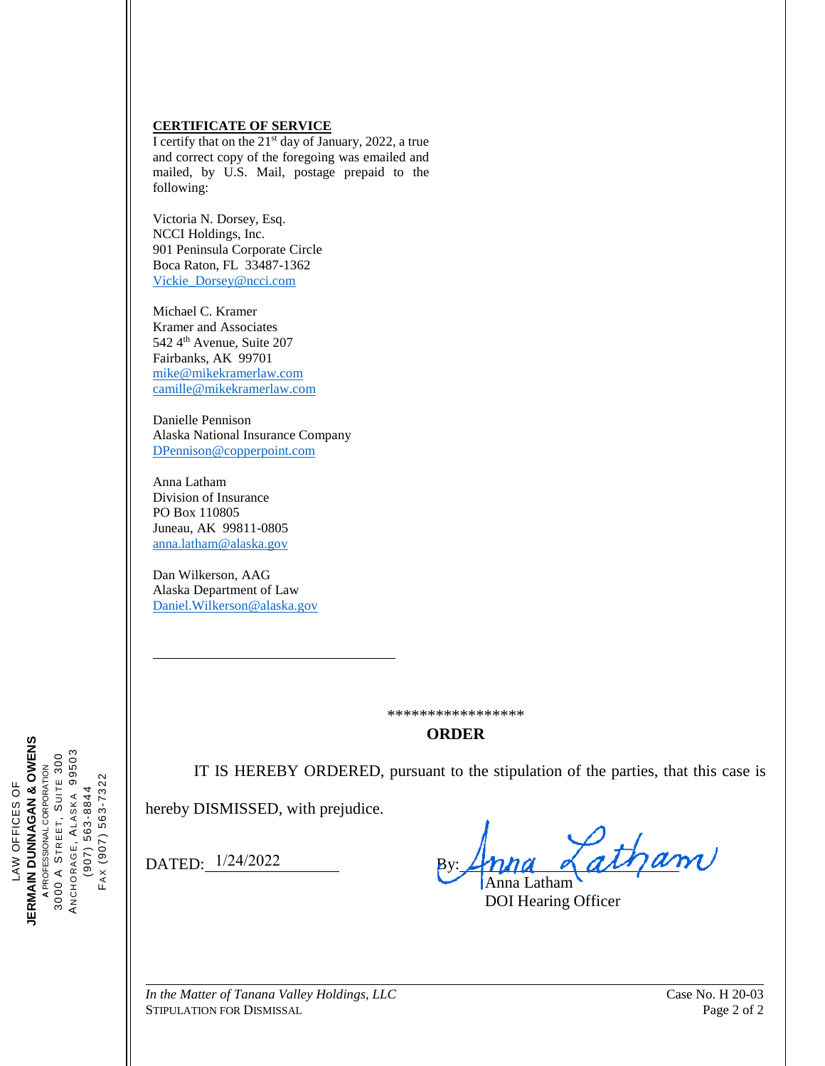**CERTIFICATE OF SERVICE**

I certify that on the 21st day of January, 2022, a true and correct copy of the foregoing was emailed and mailed, by U.S. Mail, postage prepaid to the following:

Victoria N. Dorsey, Esq.
NCCI Holdings, Inc.
901 Peninsula Corporate Circle
Boca Raton, FL 33487-1362
Vickie_Dorsey@ncci.com

Michael C. Kramer
Kramer and Associates
542 4th Avenue, Suite 207
Fairbanks, AK 99701
mike@mikekramerlaw.com
camille@mikekramerlaw.com

Danielle Pennison
Alaska National Insurance Company
DPennison@copperpoint.com

Anna Latham
Division of Insurance
PO Box 110805
Juneau, AK 99811-0805
anna.latham@alaska.gov

Dan Wilkerson, AAG
Alaska Department of Law
Daniel.Wilkerson@alaska.gov

\_\_\_\_\_\_\_\_\_\_\_\_\_\_\_\_\_\_\_\_\_\_\_\_\_\_\_\_\_\_

*****************

**ORDER**

IT IS HEREBY ORDERED, pursuant to the stipulation of the parties, that this case is hereby DISMISSED, with prejudice.

DATED: 1/24/2022

By: Anna Latham
Anna Latham
DOI Hearing Officer

LAW OFFICES OF
**JERMAIN DUNNAGAN & OWENS**
A PROFESSIONAL CORPORATION
3000 A STREET, SUITE 300
ANCHORAGE, ALASKA 99503
(907) 563-8844
FAX (907) 563-7322

*In the Matter of Tanana Valley Holdings, LLC* — Case No. H 20-03
STIPULATION FOR DISMISSAL